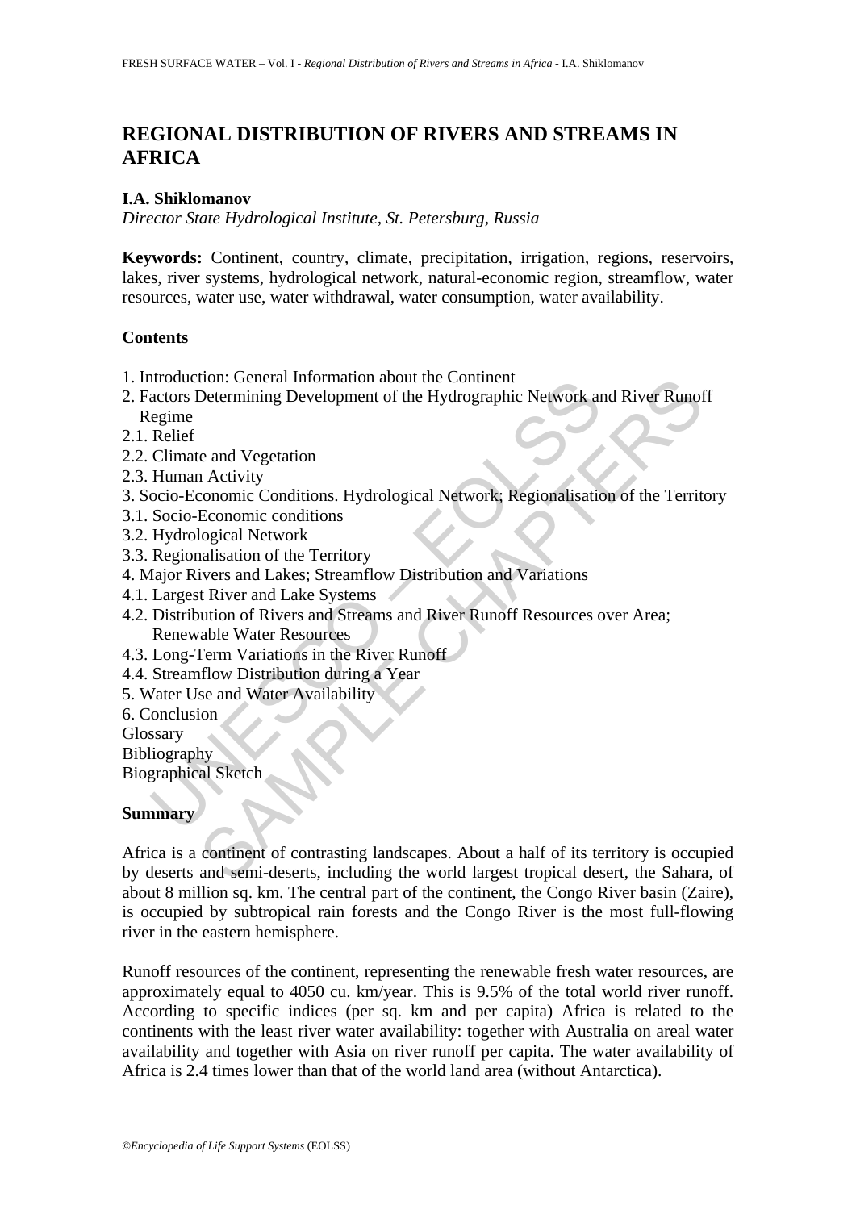# REGIONAL DISTRIBUTION OF RIVERS AND STREAMS IN AFRICA

**I.A. Shiklomanov**

*Director State Hydrological Institute, St. Petersburg, Russia*

**Keywords:** Continent, country, climate, precipitation, irrigation, regions, reservoirs, lakes, river systems, hydrological network, natural-economic region, streamflow, water resources, water use, water withdrawal, water consumption, water availability.

## Contents

1. Introduction: General Information about the Continent
2. Factors Determining Development of the Hydrographic Network and River Runoff Regime
2.1. Relief
2.2. Climate and Vegetation
2.3. Human Activity
3. Socio-Economic Conditions. Hydrological Network; Regionalisation of the Territory
3.1. Socio-Economic conditions
3.2. Hydrological Network
3.3. Regionalisation of the Territory
4. Major Rivers and Lakes; Streamflow Distribution and Variations
4.1. Largest River and Lake Systems
4.2. Distribution of Rivers and Streams and River Runoff Resources over Area; Renewable Water Resources
4.3. Long-Term Variations in the River Runoff
4.4. Streamflow Distribution during a Year
5. Water Use and Water Availability
6. Conclusion

Glossary

Bibliography

Biographical Sketch

## Summary

Africa is a continent of contrasting landscapes. About a half of its territory is occupied by deserts and semi-deserts, including the world largest tropical desert, the Sahara, of about 8 million sq. km. The central part of the continent, the Congo River basin (Zaire), is occupied by subtropical rain forests and the Congo River is the most full-flowing river in the eastern hemisphere.

Runoff resources of the continent, representing the renewable fresh water resources, are approximately equal to 4050 cu. km/year. This is 9.5% of the total world river runoff. According to specific indices (per sq. km and per capita) Africa is related to the continents with the least river water availability: together with Australia on areal water availability and together with Asia on river runoff per capita. The water availability of Africa is 2.4 times lower than that of the world land area (without Antarctica).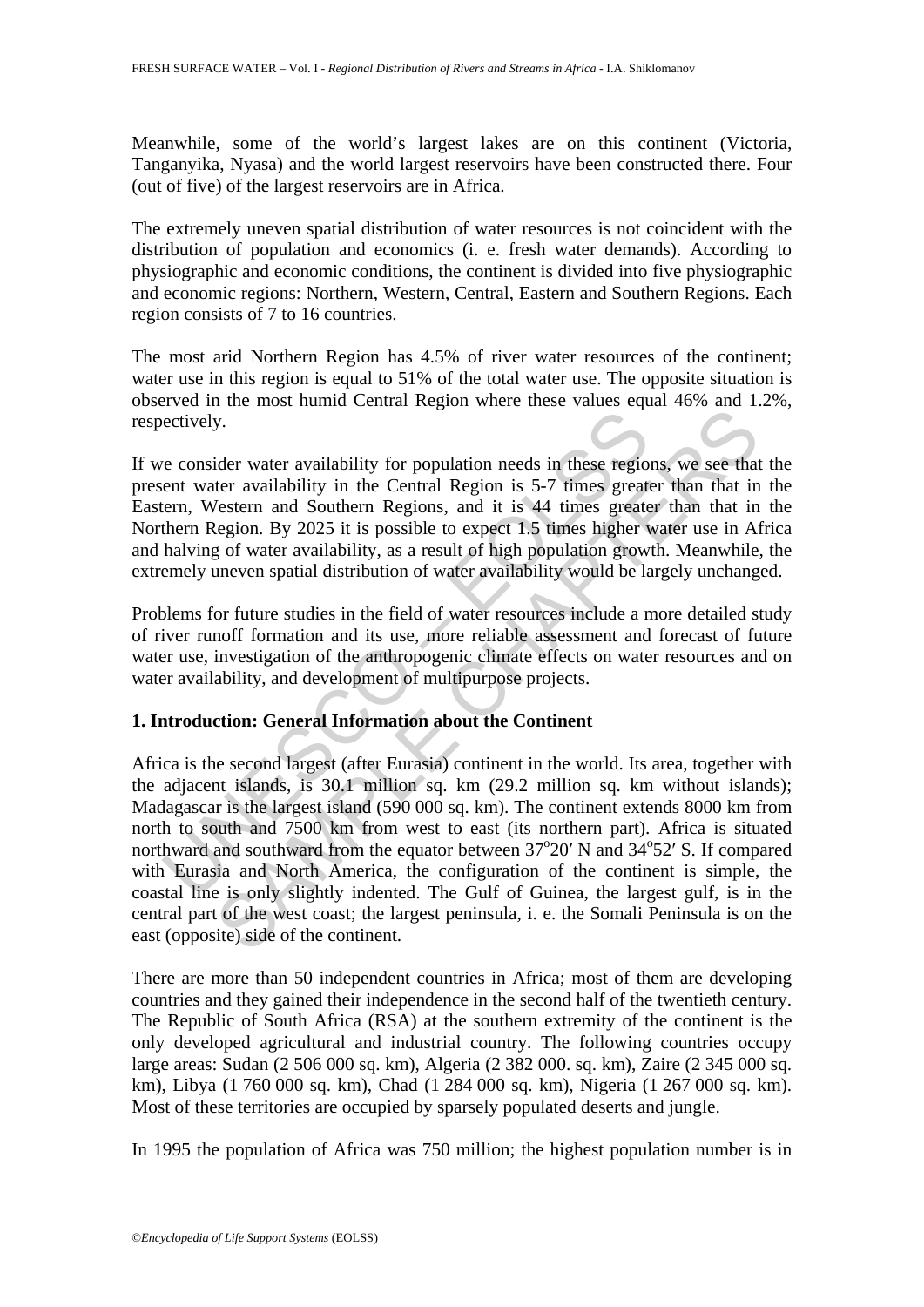Meanwhile, some of the world's largest lakes are on this continent (Victoria, Tanganyika, Nyasa) and the world largest reservoirs have been constructed there. Four (out of five) of the largest reservoirs are in Africa.

The extremely uneven spatial distribution of water resources is not coincident with the distribution of population and economics (i. e. fresh water demands). According to physiographic and economic conditions, the continent is divided into five physiographic and economic regions: Northern, Western, Central, Eastern and Southern Regions. Each region consists of 7 to 16 countries.

The most arid Northern Region has 4.5% of river water resources of the continent; water use in this region is equal to 51% of the total water use. The opposite situation is observed in the most humid Central Region where these values equal 46% and 1.2%, respectively.

If we consider water availability for population needs in these regions, we see that the present water availability in the Central Region is 5-7 times greater than that in the Eastern, Western and Southern Regions, and it is 44 times greater than that in the Northern Region. By 2025 it is possible to expect 1.5 times higher water use in Africa and halving of water availability, as a result of high population growth. Meanwhile, the extremely uneven spatial distribution of water availability would be largely unchanged.

Problems for future studies in the field of water resources include a more detailed study of river runoff formation and its use, more reliable assessment and forecast of future water use, investigation of the anthropogenic climate effects on water resources and on water availability, and development of multipurpose projects.

## 1. Introduction: General Information about the Continent

Africa is the second largest (after Eurasia) continent in the world. Its area, together with the adjacent islands, is 30.1 million sq. km (29.2 million sq. km without islands); Madagascar is the largest island (590 000 sq. km). The continent extends 8000 km from north to south and 7500 km from west to east (its northern part). Africa is situated northward and southward from the equator between 37°20′ N and 34°52′ S. If compared with Eurasia and North America, the configuration of the continent is simple, the coastal line is only slightly indented. The Gulf of Guinea, the largest gulf, is in the central part of the west coast; the largest peninsula, i. e. the Somali Peninsula is on the east (opposite) side of the continent.

There are more than 50 independent countries in Africa; most of them are developing countries and they gained their independence in the second half of the twentieth century. The Republic of South Africa (RSA) at the southern extremity of the continent is the only developed agricultural and industrial country. The following countries occupy large areas: Sudan (2 506 000 sq. km), Algeria (2 382 000. sq. km), Zaire (2 345 000 sq. km), Libya (1 760 000 sq. km), Chad (1 284 000 sq. km), Nigeria (1 267 000 sq. km). Most of these territories are occupied by sparsely populated deserts and jungle.

In 1995 the population of Africa was 750 million; the highest population number is in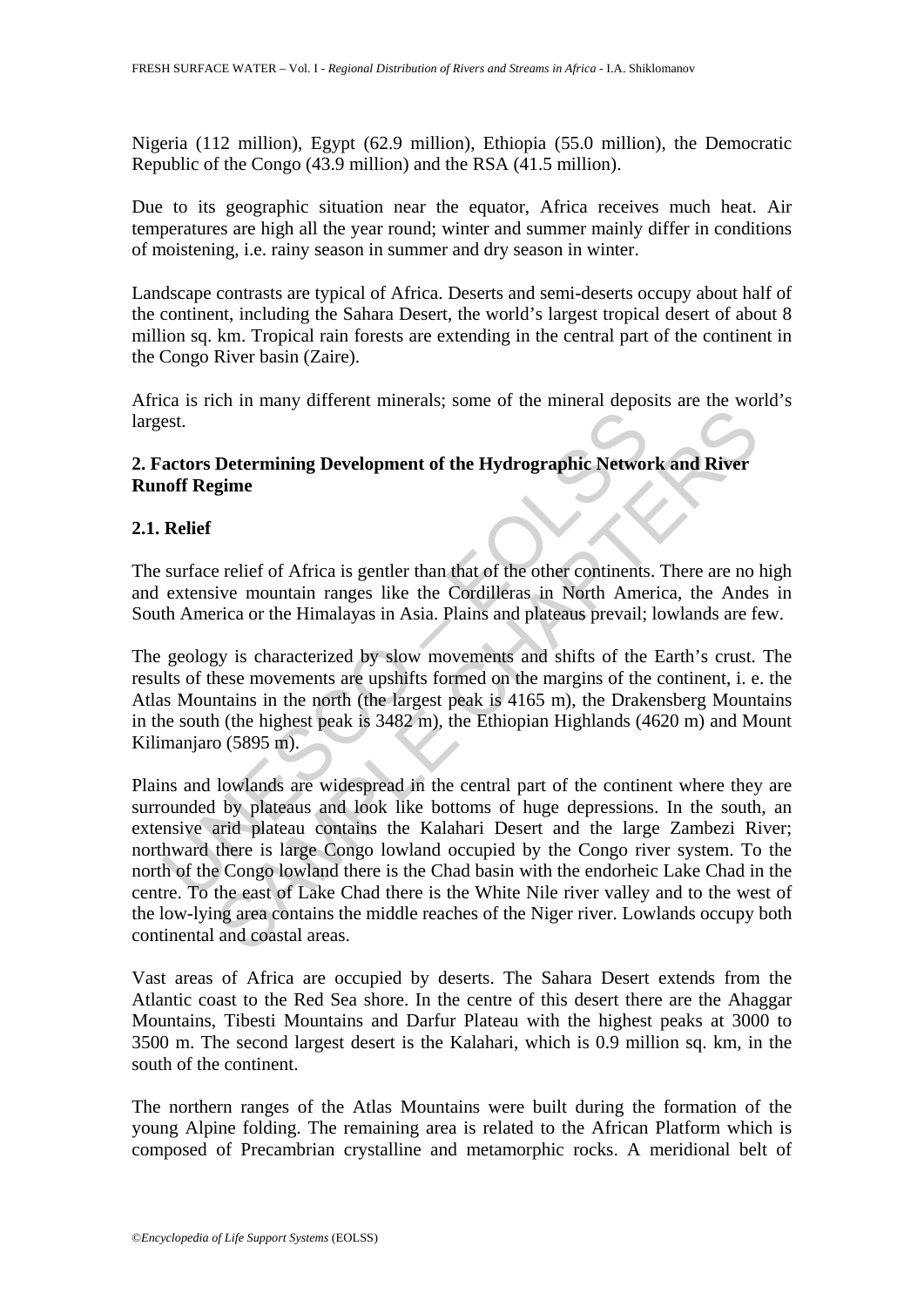Nigeria (112 million), Egypt (62.9 million), Ethiopia (55.0 million), the Democratic Republic of the Congo (43.9 million) and the RSA (41.5 million).

Due to its geographic situation near the equator, Africa receives much heat. Air temperatures are high all the year round; winter and summer mainly differ in conditions of moistening, i.e. rainy season in summer and dry season in winter.

Landscape contrasts are typical of Africa. Deserts and semi-deserts occupy about half of the continent, including the Sahara Desert, the world's largest tropical desert of about 8 million sq. km. Tropical rain forests are extending in the central part of the continent in the Congo River basin (Zaire).

Africa is rich in many different minerals; some of the mineral deposits are the world's largest.

## 2. Factors Determining Development of the Hydrographic Network and River Runoff Regime

### 2.1. Relief

The surface relief of Africa is gentler than that of the other continents. There are no high and extensive mountain ranges like the Cordilleras in North America, the Andes in South America or the Himalayas in Asia. Plains and plateaus prevail; lowlands are few.

The geology is characterized by slow movements and shifts of the Earth's crust. The results of these movements are upshifts formed on the margins of the continent, i. e. the Atlas Mountains in the north (the largest peak is 4165 m), the Drakensberg Mountains in the south (the highest peak is 3482 m), the Ethiopian Highlands (4620 m) and Mount Kilimanjaro (5895 m).

Plains and lowlands are widespread in the central part of the continent where they are surrounded by plateaus and look like bottoms of huge depressions. In the south, an extensive arid plateau contains the Kalahari Desert and the large Zambezi River; northward there is large Congo lowland occupied by the Congo river system. To the north of the Congo lowland there is the Chad basin with the endorheic Lake Chad in the centre. To the east of Lake Chad there is the White Nile river valley and to the west of the low-lying area contains the middle reaches of the Niger river. Lowlands occupy both continental and coastal areas.

Vast areas of Africa are occupied by deserts. The Sahara Desert extends from the Atlantic coast to the Red Sea shore. In the centre of this desert there are the Ahaggar Mountains, Tibesti Mountains and Darfur Plateau with the highest peaks at 3000 to 3500 m. The second largest desert is the Kalahari, which is 0.9 million sq. km, in the south of the continent.

The northern ranges of the Atlas Mountains were built during the formation of the young Alpine folding. The remaining area is related to the African Platform which is composed of Precambrian crystalline and metamorphic rocks. A meridional belt of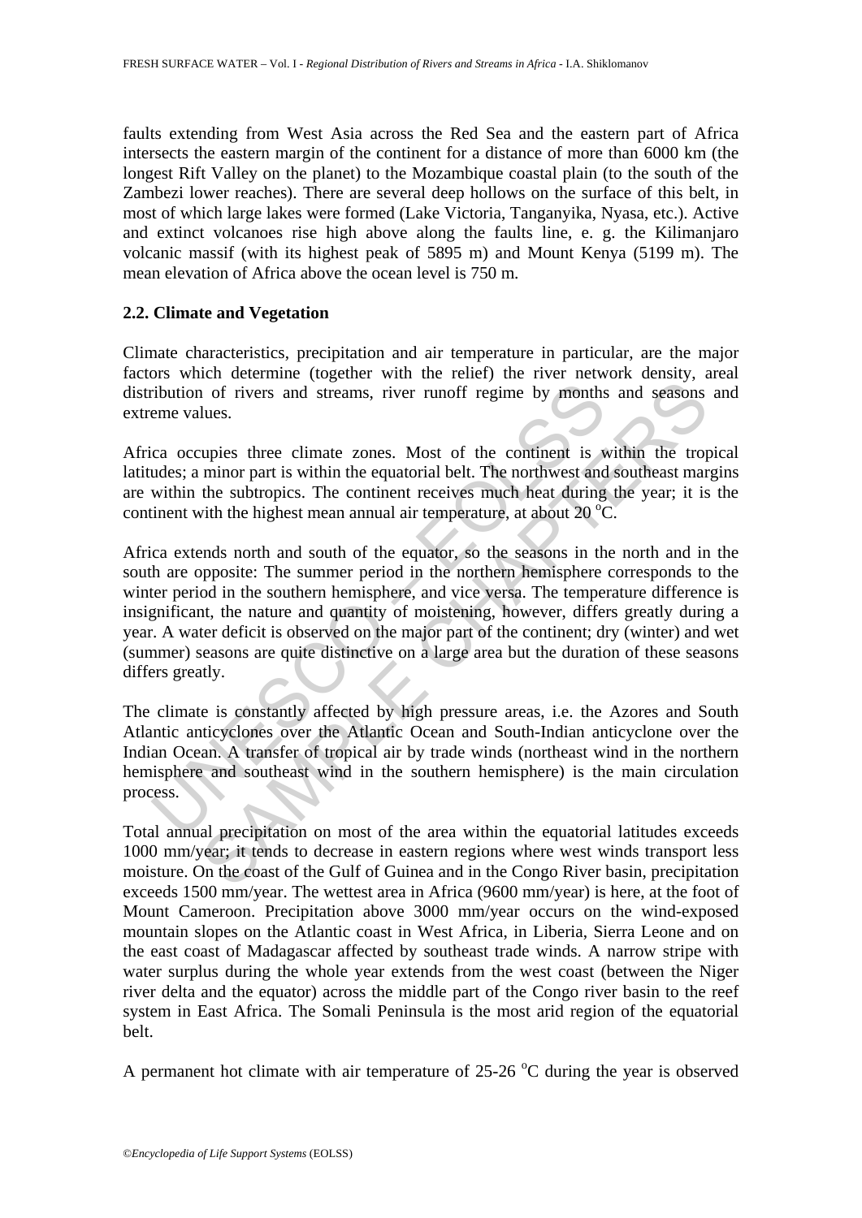faults extending from West Asia across the Red Sea and the eastern part of Africa intersects the eastern margin of the continent for a distance of more than 6000 km (the longest Rift Valley on the planet) to the Mozambique coastal plain (to the south of the Zambezi lower reaches). There are several deep hollows on the surface of this belt, in most of which large lakes were formed (Lake Victoria, Tanganyika, Nyasa, etc.). Active and extinct volcanoes rise high above along the faults line, e. g. the Kilimanjaro volcanic massif (with its highest peak of 5895 m) and Mount Kenya (5199 m). The mean elevation of Africa above the ocean level is 750 m.

## 2.2. Climate and Vegetation

Climate characteristics, precipitation and air temperature in particular, are the major factors which determine (together with the relief) the river network density, areal distribution of rivers and streams, river runoff regime by months and seasons and extreme values.

Africa occupies three climate zones. Most of the continent is within the tropical latitudes; a minor part is within the equatorial belt. The northwest and southeast margins are within the subtropics. The continent receives much heat during the year; it is the continent with the highest mean annual air temperature, at about 20 $^{o}$C.

Africa extends north and south of the equator, so the seasons in the north and in the south are opposite: The summer period in the northern hemisphere corresponds to the winter period in the southern hemisphere, and vice versa. The temperature difference is insignificant, the nature and quantity of moistening, however, differs greatly during a year. A water deficit is observed on the major part of the continent; dry (winter) and wet (summer) seasons are quite distinctive on a large area but the duration of these seasons differs greatly.

The climate is constantly affected by high pressure areas, i.e. the Azores and South Atlantic anticyclones over the Atlantic Ocean and South-Indian anticyclone over the Indian Ocean. A transfer of tropical air by trade winds (northeast wind in the northern hemisphere and southeast wind in the southern hemisphere) is the main circulation process.

Total annual precipitation on most of the area within the equatorial latitudes exceeds 1000 mm/year; it tends to decrease in eastern regions where west winds transport less moisture. On the coast of the Gulf of Guinea and in the Congo River basin, precipitation exceeds 1500 mm/year. The wettest area in Africa (9600 mm/year) is here, at the foot of Mount Cameroon. Precipitation above 3000 mm/year occurs on the wind-exposed mountain slopes on the Atlantic coast in West Africa, in Liberia, Sierra Leone and on the east coast of Madagascar affected by southeast trade winds. A narrow stripe with water surplus during the whole year extends from the west coast (between the Niger river delta and the equator) across the middle part of the Congo river basin to the reef system in East Africa. The Somali Peninsula is the most arid region of the equatorial belt.

A permanent hot climate with air temperature of 25-26 $^{o}$C during the year is observed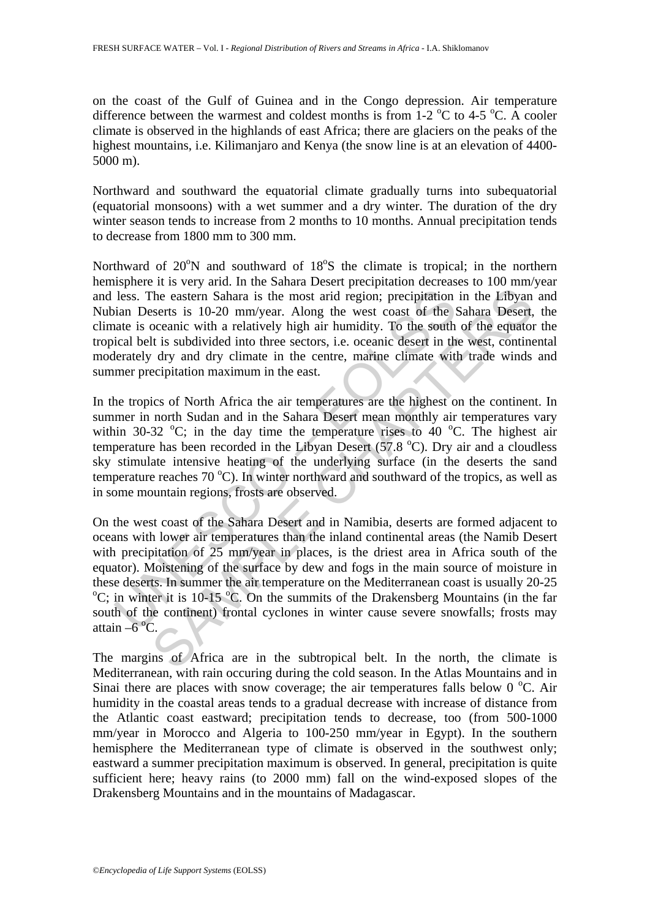on the coast of the Gulf of Guinea and in the Congo depression. Air temperature difference between the warmest and coldest months is from 1-2 $^{o}$C to 4-5 $^{o}$C. A cooler climate is observed in the highlands of east Africa; there are glaciers on the peaks of the highest mountains, i.e. Kilimanjaro and Kenya (the snow line is at an elevation of 4400-5000 m).

Northward and southward the equatorial climate gradually turns into subequatorial (equatorial monsoons) with a wet summer and a dry winter. The duration of the dry winter season tends to increase from 2 months to 10 months. Annual precipitation tends to decrease from 1800 mm to 300 mm.

Northward of 20$^{o}$N and southward of 18$^{o}$S the climate is tropical; in the northern hemisphere it is very arid. In the Sahara Desert precipitation decreases to 100 mm/year and less. The eastern Sahara is the most arid region; precipitation in the Libyan and Nubian Deserts is 10-20 mm/year. Along the west coast of the Sahara Desert, the climate is oceanic with a relatively high air humidity. To the south of the equator the tropical belt is subdivided into three sectors, i.e. oceanic desert in the west, continental moderately dry and dry climate in the centre, marine climate with trade winds and summer precipitation maximum in the east.

In the tropics of North Africa the air temperatures are the highest on the continent. In summer in north Sudan and in the Sahara Desert mean monthly air temperatures vary within 30-32 $^{o}$C; in the day time the temperature rises to 40 $^{o}$C. The highest air temperature has been recorded in the Libyan Desert (57.8 $^{o}$C). Dry air and a cloudless sky stimulate intensive heating of the underlying surface (in the deserts the sand temperature reaches 70 $^{o}$C). In winter northward and southward of the tropics, as well as in some mountain regions, frosts are observed.

On the west coast of the Sahara Desert and in Namibia, deserts are formed adjacent to oceans with lower air temperatures than the inland continental areas (the Namib Desert with precipitation of 25 mm/year in places, is the driest area in Africa south of the equator). Moistening of the surface by dew and fogs in the main source of moisture in these deserts. In summer the air temperature on the Mediterranean coast is usually 20-25 $^{o}$C; in winter it is 10-15 $^{o}$C. On the summits of the Drakensberg Mountains (in the far south of the continent) frontal cyclones in winter cause severe snowfalls; frosts may attain –6 $^{o}$C.

The margins of Africa are in the subtropical belt. In the north, the climate is Mediterranean, with rain occuring during the cold season. In the Atlas Mountains and in Sinai there are places with snow coverage; the air temperatures falls below 0 $^{o}$C. Air humidity in the coastal areas tends to a gradual decrease with increase of distance from the Atlantic coast eastward; precipitation tends to decrease, too (from 500-1000 mm/year in Morocco and Algeria to 100-250 mm/year in Egypt). In the southern hemisphere the Mediterranean type of climate is observed in the southwest only; eastward a summer precipitation maximum is observed. In general, precipitation is quite sufficient here; heavy rains (to 2000 mm) fall on the wind-exposed slopes of the Drakensberg Mountains and in the mountains of Madagascar.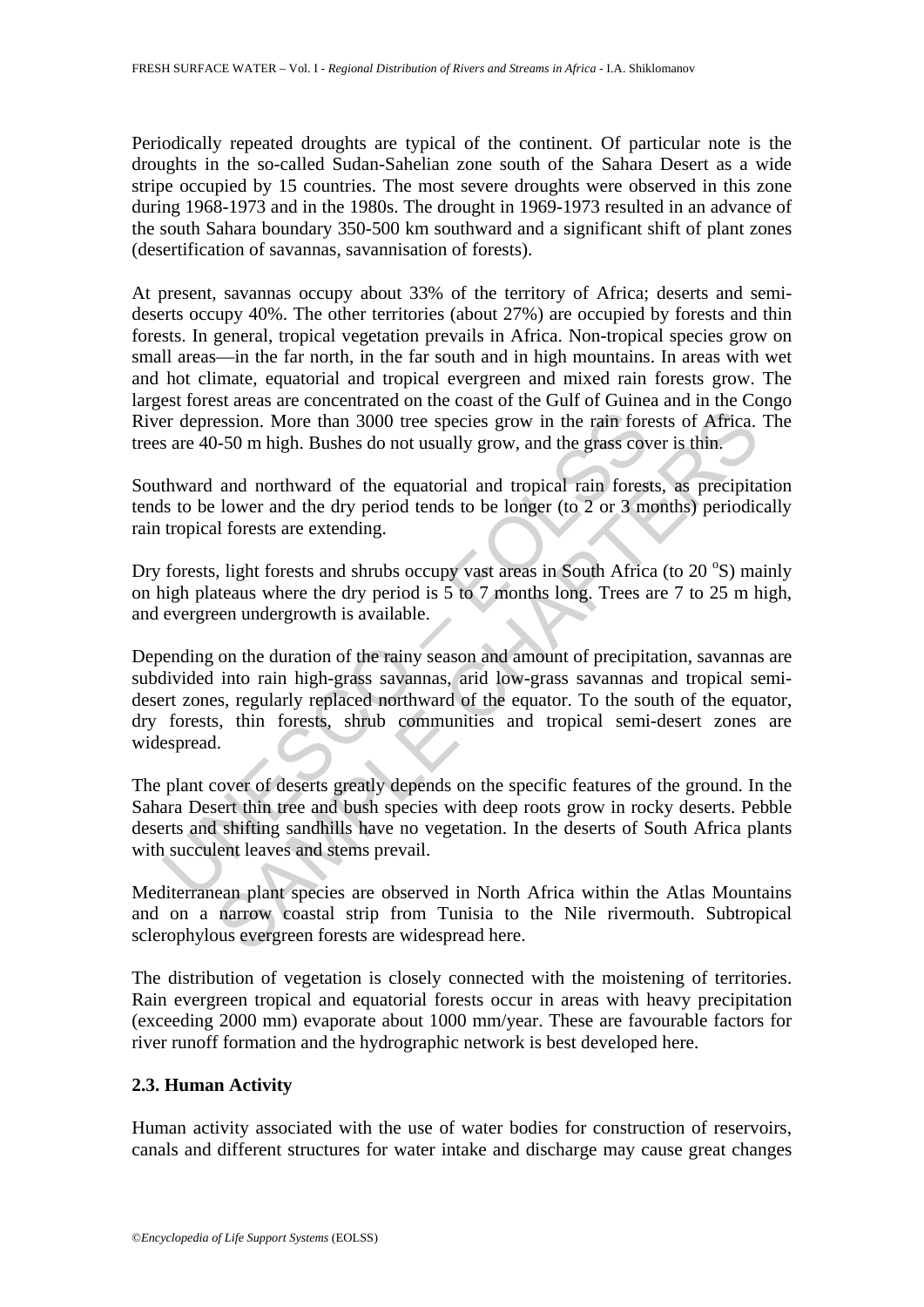Periodically repeated droughts are typical of the continent. Of particular note is the droughts in the so-called Sudan-Sahelian zone south of the Sahara Desert as a wide stripe occupied by 15 countries. The most severe droughts were observed in this zone during 1968-1973 and in the 1980s. The drought in 1969-1973 resulted in an advance of the south Sahara boundary 350-500 km southward and a significant shift of plant zones (desertification of savannas, savannisation of forests).

At present, savannas occupy about 33% of the territory of Africa; deserts and semi-deserts occupy 40%. The other territories (about 27%) are occupied by forests and thin forests. In general, tropical vegetation prevails in Africa. Non-tropical species grow on small areas—in the far north, in the far south and in high mountains. In areas with wet and hot climate, equatorial and tropical evergreen and mixed rain forests grow. The largest forest areas are concentrated on the coast of the Gulf of Guinea and in the Congo River depression. More than 3000 tree species grow in the rain forests of Africa. The trees are 40-50 m high. Bushes do not usually grow, and the grass cover is thin.

Southward and northward of the equatorial and tropical rain forests, as precipitation tends to be lower and the dry period tends to be longer (to 2 or 3 months) periodically rain tropical forests are extending.

Dry forests, light forests and shrubs occupy vast areas in South Africa (to 20 $^{o}$S) mainly on high plateaus where the dry period is 5 to 7 months long. Trees are 7 to 25 m high, and evergreen undergrowth is available.

Depending on the duration of the rainy season and amount of precipitation, savannas are subdivided into rain high-grass savannas, arid low-grass savannas and tropical semi-desert zones, regularly replaced northward of the equator. To the south of the equator, dry forests, thin forests, shrub communities and tropical semi-desert zones are widespread.

The plant cover of deserts greatly depends on the specific features of the ground. In the Sahara Desert thin tree and bush species with deep roots grow in rocky deserts. Pebble deserts and shifting sandhills have no vegetation. In the deserts of South Africa plants with succulent leaves and stems prevail.

Mediterranean plant species are observed in North Africa within the Atlas Mountains and on a narrow coastal strip from Tunisia to the Nile rivermouth. Subtropical sclerophylous evergreen forests are widespread here.

The distribution of vegetation is closely connected with the moistening of territories. Rain evergreen tropical and equatorial forests occur in areas with heavy precipitation (exceeding 2000 mm) evaporate about 1000 mm/year. These are favourable factors for river runoff formation and the hydrographic network is best developed here.

### 2.3. Human Activity

Human activity associated with the use of water bodies for construction of reservoirs, canals and different structures for water intake and discharge may cause great changes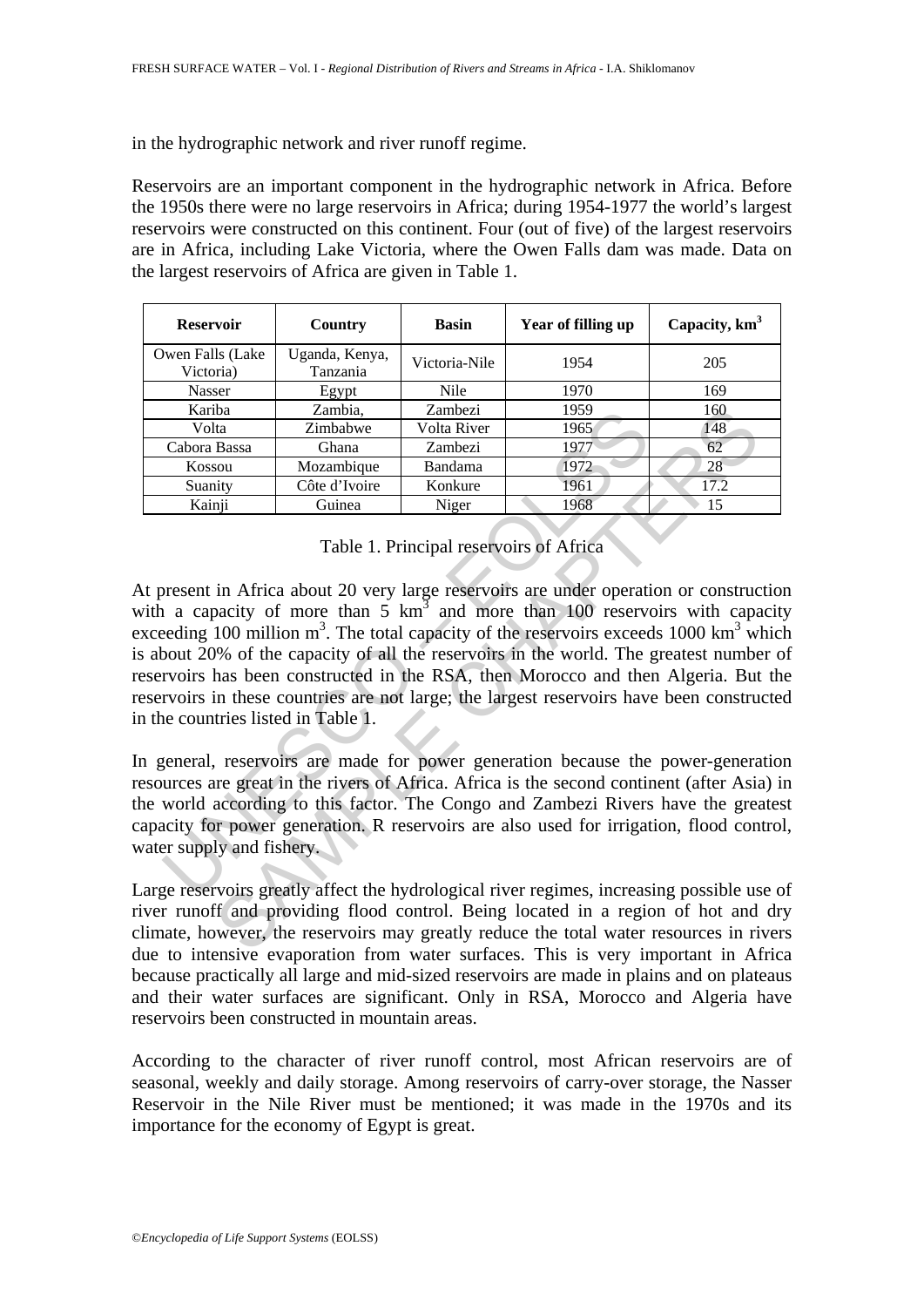in the hydrographic network and river runoff regime.

Reservoirs are an important component in the hydrographic network in Africa. Before the 1950s there were no large reservoirs in Africa; during 1954-1977 the world's largest reservoirs were constructed on this continent. Four (out of five) of the largest reservoirs are in Africa, including Lake Victoria, where the Owen Falls dam was made. Data on the largest reservoirs of Africa are given in Table 1.

| Reservoir | Country | Basin | Year of filling up | Capacity, km$^3$ |
|---|---|---|---|---|
| Owen Falls (Lake Victoria) | Uganda, Kenya, Tanzania | Victoria-Nile | 1954 | 205 |
| Nasser | Egypt | Nile | 1970 | 169 |
| Kariba | Zambia, | Zambezi | 1959 | 160 |
| Volta | Zimbabwe | Volta River | 1965 | 148 |
| Cabora Bassa | Ghana | Zambezi | 1977 | 62 |
| Kossou | Mozambique | Bandama | 1972 | 28 |
| Suanity | Côte d'Ivoire | Konkure | 1961 | 17.2 |
| Kainji | Guinea | Niger | 1968 | 15 |

Table 1. Principal reservoirs of Africa

At present in Africa about 20 very large reservoirs are under operation or construction with a capacity of more than 5 km$^3$ and more than 100 reservoirs with capacity exceeding 100 million m$^3$. The total capacity of the reservoirs exceeds 1000 km$^3$ which is about 20% of the capacity of all the reservoirs in the world. The greatest number of reservoirs has been constructed in the RSA, then Morocco and then Algeria. But the reservoirs in these countries are not large; the largest reservoirs have been constructed in the countries listed in Table 1.

In general, reservoirs are made for power generation because the power-generation resources are great in the rivers of Africa. Africa is the second continent (after Asia) in the world according to this factor. The Congo and Zambezi Rivers have the greatest capacity for power generation. R reservoirs are also used for irrigation, flood control, water supply and fishery.

Large reservoirs greatly affect the hydrological river regimes, increasing possible use of river runoff and providing flood control. Being located in a region of hot and dry climate, however, the reservoirs may greatly reduce the total water resources in rivers due to intensive evaporation from water surfaces. This is very important in Africa because practically all large and mid-sized reservoirs are made in plains and on plateaus and their water surfaces are significant. Only in RSA, Morocco and Algeria have reservoirs been constructed in mountain areas.

According to the character of river runoff control, most African reservoirs are of seasonal, weekly and daily storage. Among reservoirs of carry-over storage, the Nasser Reservoir in the Nile River must be mentioned; it was made in the 1970s and its importance for the economy of Egypt is great.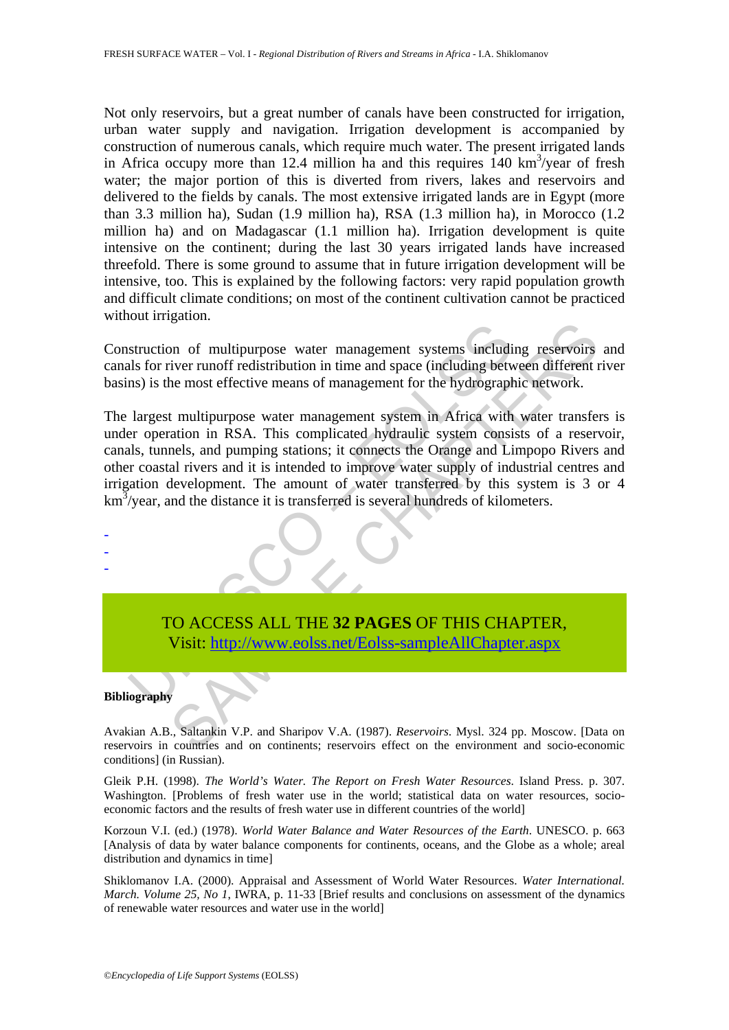Not only reservoirs, but a great number of canals have been constructed for irrigation, urban water supply and navigation. Irrigation development is accompanied by construction of numerous canals, which require much water. The present irrigated lands in Africa occupy more than 12.4 million ha and this requires 140 $km^3$/year of fresh water; the major portion of this is diverted from rivers, lakes and reservoirs and delivered to the fields by canals. The most extensive irrigated lands are in Egypt (more than 3.3 million ha), Sudan (1.9 million ha), RSA (1.3 million ha), in Morocco (1.2 million ha) and on Madagascar (1.1 million ha). Irrigation development is quite intensive on the continent; during the last 30 years irrigated lands have increased threefold. There is some ground to assume that in future irrigation development will be intensive, too. This is explained by the following factors: very rapid population growth and difficult climate conditions; on most of the continent cultivation cannot be practiced without irrigation.

Construction of multipurpose water management systems including reservoirs and canals for river runoff redistribution in time and space (including between different river basins) is the most effective means of management for the hydrographic network.

The largest multipurpose water management system in Africa with water transfers is under operation in RSA. This complicated hydraulic system consists of a reservoir, canals, tunnels, and pumping stations; it connects the Orange and Limpopo Rivers and other coastal rivers and it is intended to improve water supply of industrial centres and irrigation development. The amount of water transferred by this system is 3 or 4 $km^3$/year, and the distance it is transferred is several hundreds of kilometers.

-
-
-

TO ACCESS ALL THE **32 PAGES** OF THIS CHAPTER,
Visit: http://www.eolss.net/Eolss-sampleAllChapter.aspx

**Bibliography**

Avakian A.B., Saltankin V.P. and Sharipov V.A. (1987). *Reservoirs*. Mysl. 324 pp. Moscow. [Data on reservoirs in countries and on continents; reservoirs effect on the environment and socio-economic conditions] (in Russian).

Gleik P.H. (1998). *The World's Water. The Report on Fresh Water Resources*. Island Press. p. 307. Washington. [Problems of fresh water use in the world; statistical data on water resources, socio-economic factors and the results of fresh water use in different countries of the world]

Korzoun V.I. (ed.) (1978). *World Water Balance and Water Resources of the Earth*. UNESCO. p. 663 [Analysis of data by water balance components for continents, oceans, and the Globe as a whole; areal distribution and dynamics in time]

Shiklomanov I.A. (2000). Appraisal and Assessment of World Water Resources. *Water International. March. Volume 25, No 1*, IWRA, p. 11-33 [Brief results and conclusions on assessment of the dynamics of renewable water resources and water use in the world]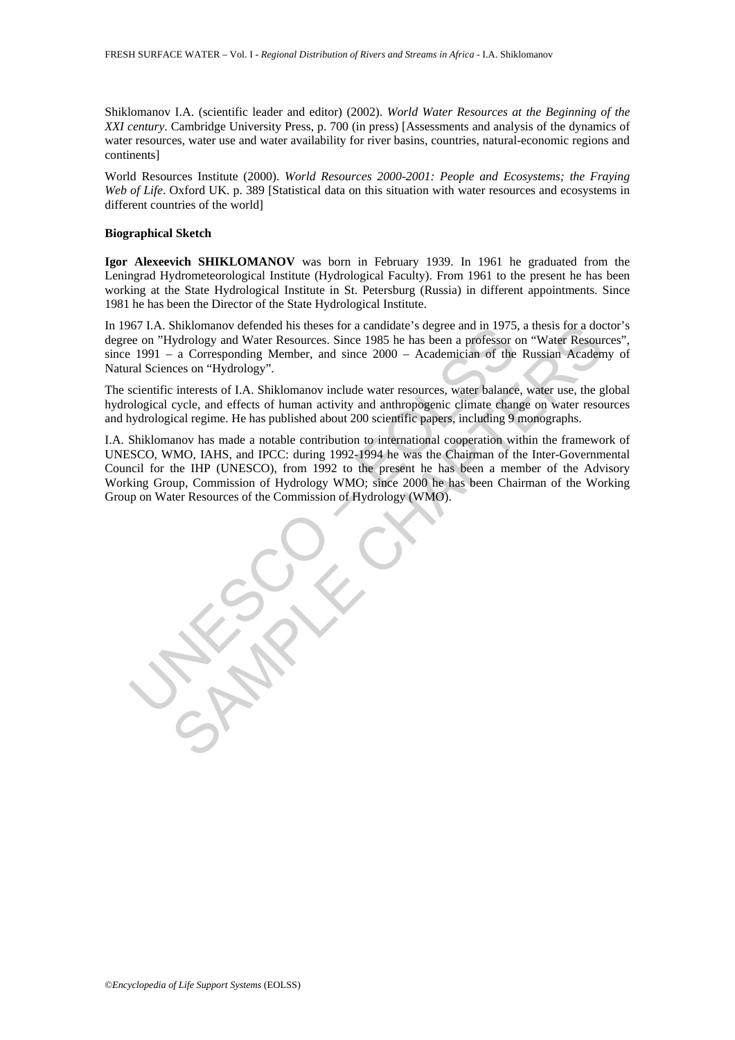Shiklomanov I.A. (scientific leader and editor) (2002). *World Water Resources at the Beginning of the XXI century*. Cambridge University Press, p. 700 (in press) [Assessments and analysis of the dynamics of water resources, water use and water availability for river basins, countries, natural-economic regions and continents]

World Resources Institute (2000). *World Resources 2000-2001: People and Ecosystems; the Fraying Web of Life*. Oxford UK. p. 389 [Statistical data on this situation with water resources and ecosystems in different countries of the world]

**Biographical Sketch**

**Igor Alexeevich SHIKLOMANOV** was born in February 1939. In 1961 he graduated from the Leningrad Hydrometeorological Institute (Hydrological Faculty). From 1961 to the present he has been working at the State Hydrological Institute in St. Petersburg (Russia) in different appointments. Since 1981 he has been the Director of the State Hydrological Institute.

In 1967 I.A. Shiklomanov defended his theses for a candidate's degree and in 1975, a thesis for a doctor's degree on "Hydrology and Water Resources. Since 1985 he has been a professor on "Water Resources", since 1991 – a Corresponding Member, and since 2000 – Academician of the Russian Academy of Natural Sciences on "Hydrology".

The scientific interests of I.A. Shiklomanov include water resources, water balance, water use, the global hydrological cycle, and effects of human activity and anthropogenic climate change on water resources and hydrological regime. He has published about 200 scientific papers, including 9 monographs.

I.A. Shiklomanov has made a notable contribution to international cooperation within the framework of UNESCO, WMO, IAHS, and IPCC: during 1992-1994 he was the Chairman of the Inter-Governmental Council for the IHP (UNESCO), from 1992 to the present he has been a member of the Advisory Working Group, Commission of Hydrology WMO; since 2000 he has been Chairman of the Working Group on Water Resources of the Commission of Hydrology (WMO).